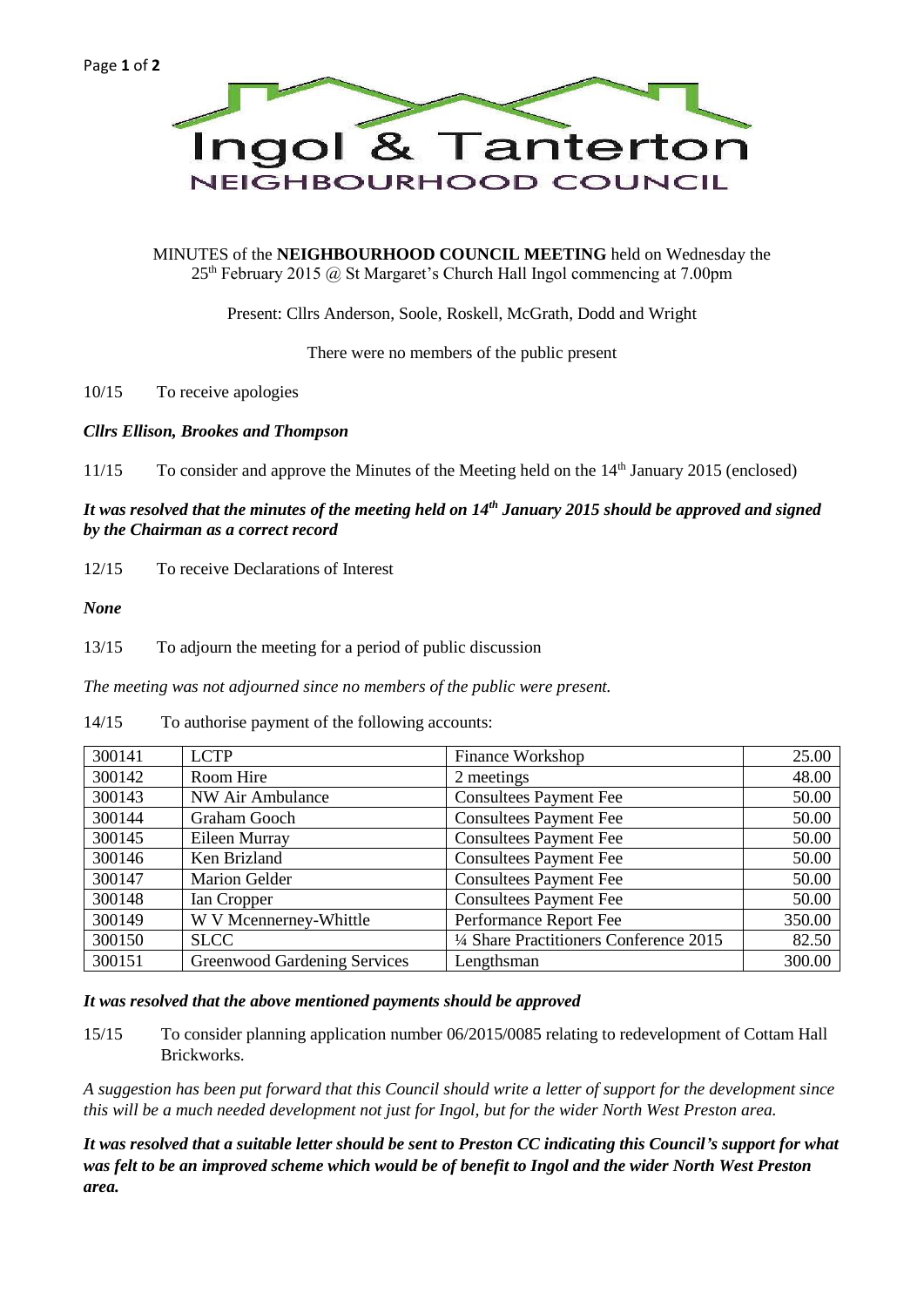# Ingol & Tanterton
## NEIGHBOURHOOD COUNCIL

MINUTES of the **NEIGHBOURHOOD COUNCIL MEETING** held on Wednesday the 25th February 2015 @ St Margaret's Church Hall Ingol commencing at 7.00pm

Present: Cllrs Anderson, Soole, Roskell, McGrath, Dodd and Wright

There were no members of the public present

10/15 To receive apologies

***Cllrs Ellison, Brookes and Thompson***

11/15 To consider and approve the Minutes of the Meeting held on the 14th January 2015 (enclosed)

***It was resolved that the minutes of the meeting held on 14th January 2015 should be approved and signed by the Chairman as a correct record***

12/15 To receive Declarations of Interest

***None***

13/15 To adjourn the meeting for a period of public discussion

*The meeting was not adjourned since no members of the public were present.*

14/15 To authorise payment of the following accounts:

| | | | |
|---|---|---|---|
| 300141 | LCTP | Finance Workshop | 25.00 |
| 300142 | Room Hire | 2 meetings | 48.00 |
| 300143 | NW Air Ambulance | Consultees Payment Fee | 50.00 |
| 300144 | Graham Gooch | Consultees Payment Fee | 50.00 |
| 300145 | Eileen Murray | Consultees Payment Fee | 50.00 |
| 300146 | Ken Brizland | Consultees Payment Fee | 50.00 |
| 300147 | Marion Gelder | Consultees Payment Fee | 50.00 |
| 300148 | Ian Cropper | Consultees Payment Fee | 50.00 |
| 300149 | W V Mcennerney-Whittle | Performance Report Fee | 350.00 |
| 300150 | SLCC | ¼ Share Practitioners Conference 2015 | 82.50 |
| 300151 | Greenwood Gardening Services | Lengthsman | 300.00 |

***It was resolved that the above mentioned payments should be approved***

15/15 To consider planning application number 06/2015/0085 relating to redevelopment of Cottam Hall Brickworks.

*A suggestion has been put forward that this Council should write a letter of support for the development since this will be a much needed development not just for Ingol, but for the wider North West Preston area.*

***It was resolved that a suitable letter should be sent to Preston CC indicating this Council's support for what was felt to be an improved scheme which would be of benefit to Ingol and the wider North West Preston area.***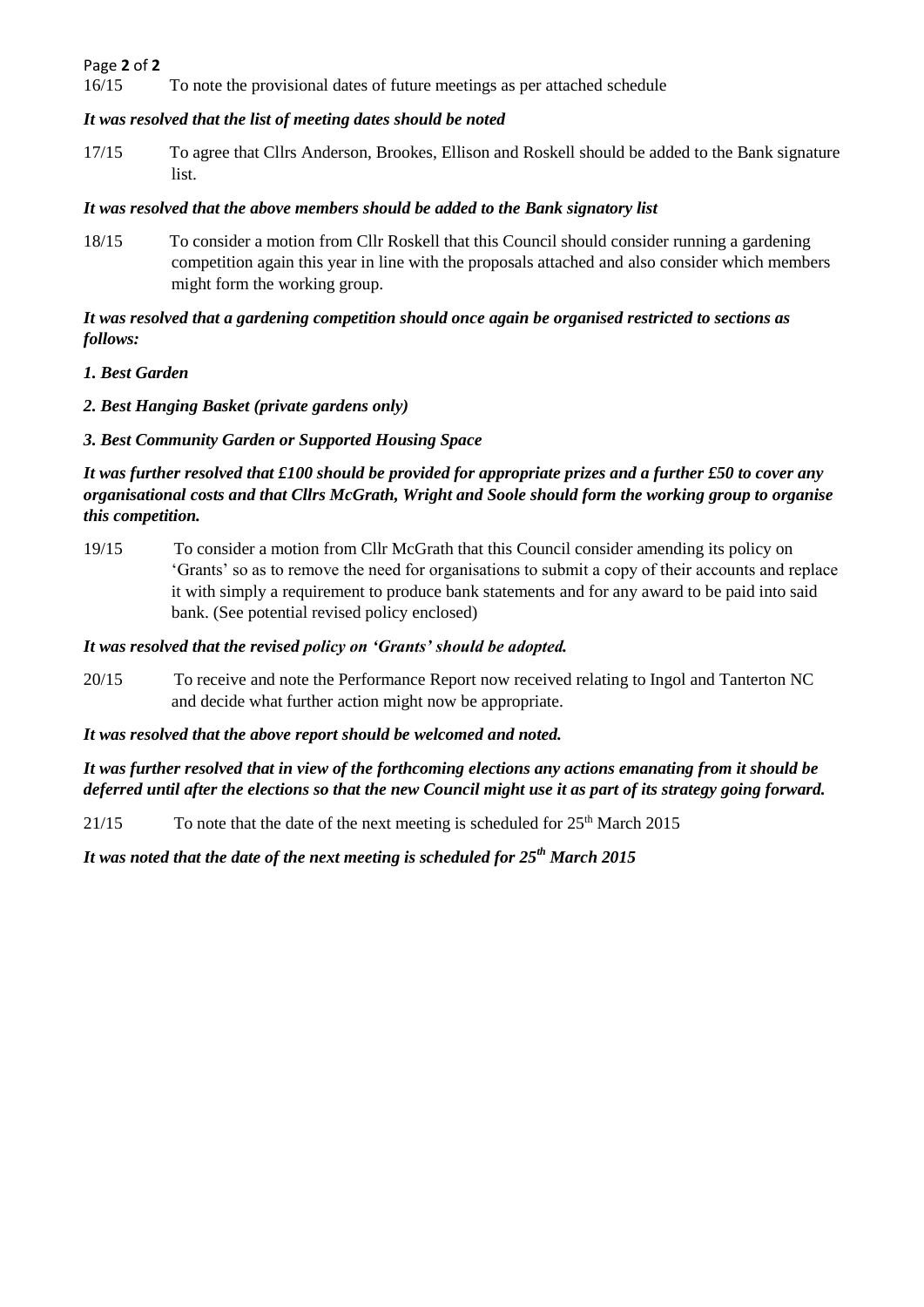16/15 To note the provisional dates of future meetings as per attached schedule

***It was resolved that the list of meeting dates should be noted***

17/15 To agree that Cllrs Anderson, Brookes, Ellison and Roskell should be added to the Bank signature list.

***It was resolved that the above members should be added to the Bank signatory list***

18/15 To consider a motion from Cllr Roskell that this Council should consider running a gardening competition again this year in line with the proposals attached and also consider which members might form the working group.

***It was resolved that a gardening competition should once again be organised restricted to sections as follows:***

***1. Best Garden***

***2. Best Hanging Basket (private gardens only)***

***3. Best Community Garden or Supported Housing Space***

***It was further resolved that £100 should be provided for appropriate prizes and a further £50 to cover any organisational costs and that Cllrs McGrath, Wright and Soole should form the working group to organise this competition.***

19/15 To consider a motion from Cllr McGrath that this Council consider amending its policy on 'Grants' so as to remove the need for organisations to submit a copy of their accounts and replace it with simply a requirement to produce bank statements and for any award to be paid into said bank. (See potential revised policy enclosed)

***It was resolved that the revised policy on 'Grants' should be adopted.***

20/15 To receive and note the Performance Report now received relating to Ingol and Tanterton NC and decide what further action might now be appropriate.

***It was resolved that the above report should be welcomed and noted.***

***It was further resolved that in view of the forthcoming elections any actions emanating from it should be deferred until after the elections so that the new Council might use it as part of its strategy going forward.***

21/15 To note that the date of the next meeting is scheduled for 25th March 2015

***It was noted that the date of the next meeting is scheduled for 25th March 2015***